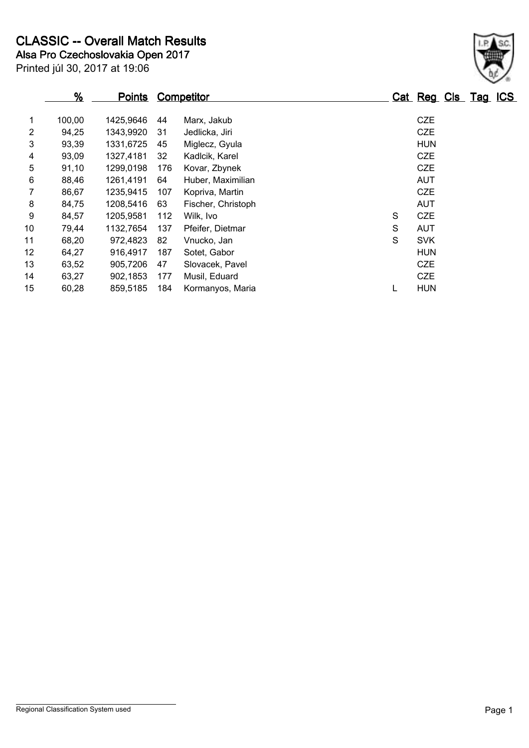# CLASSIC -- Overall Match Results

## Alsa Pro Czechoslovakia Open 2017

Printed júl 30, 2017 at 19:06

| | % | Points | Competitor | | Cat | Reg | Cls | Tag | ICS |
|---|---|---|---|---|---|---|---|---|---|
| 1 | 100,00 | 1425,9646 | 44 | Marx, Jakub | | CZE | | | |
| 2 | 94,25 | 1343,9920 | 31 | Jedlicka, Jiri | | CZE | | | |
| 3 | 93,39 | 1331,6725 | 45 | Miglecz, Gyula | | HUN | | | |
| 4 | 93,09 | 1327,4181 | 32 | Kadlcik, Karel | | CZE | | | |
| 5 | 91,10 | 1299,0198 | 176 | Kovar, Zbynek | | CZE | | | |
| 6 | 88,46 | 1261,4191 | 64 | Huber, Maximilian | | AUT | | | |
| 7 | 86,67 | 1235,9415 | 107 | Kopriva, Martin | | CZE | | | |
| 8 | 84,75 | 1208,5416 | 63 | Fischer, Christoph | | AUT | | | |
| 9 | 84,57 | 1205,9581 | 112 | Wilk, Ivo | S | CZE | | | |
| 10 | 79,44 | 1132,7654 | 137 | Pfeifer, Dietmar | S | AUT | | | |
| 11 | 68,20 | 972,4823 | 82 | Vnucko, Jan | S | SVK | | | |
| 12 | 64,27 | 916,4917 | 187 | Sotet, Gabor | | HUN | | | |
| 13 | 63,52 | 905,7206 | 47 | Slovacek, Pavel | | CZE | | | |
| 14 | 63,27 | 902,1853 | 177 | Musil, Eduard | | CZE | | | |
| 15 | 60,28 | 859,5185 | 184 | Kormanyos, Maria | L | HUN | | | |

Regional Classification System used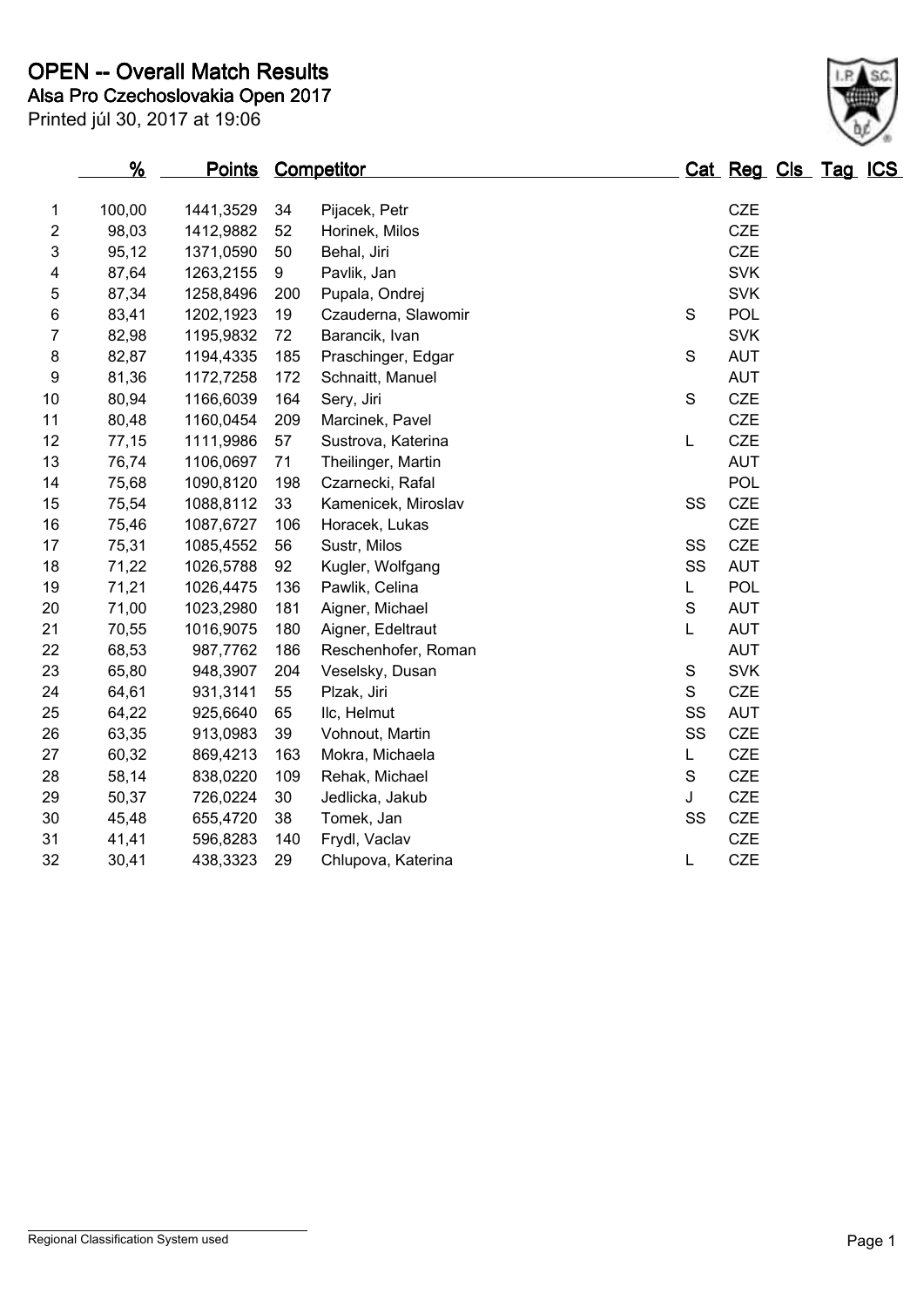# OPEN -- Overall Match Results

**Alsa Pro Czechoslovakia Open 2017**

Printed júl 30, 2017 at 19:06

| | % | Points | Competitor | | Cat | Reg | Cls | Tag | ICS |
|---|---|---|---|---|---|---|---|---|---|
| 1 | 100,00 | 1441,3529 | 34 | Pijacek, Petr | | CZE | | | |
| 2 | 98,03 | 1412,9882 | 52 | Horinek, Milos | | CZE | | | |
| 3 | 95,12 | 1371,0590 | 50 | Behal, Jiri | | CZE | | | |
| 4 | 87,64 | 1263,2155 | 9 | Pavlik, Jan | | SVK | | | |
| 5 | 87,34 | 1258,8496 | 200 | Pupala, Ondrej | | SVK | | | |
| 6 | 83,41 | 1202,1923 | 19 | Czauderna, Slawomir | S | POL | | | |
| 7 | 82,98 | 1195,9832 | 72 | Barancik, Ivan | | SVK | | | |
| 8 | 82,87 | 1194,4335 | 185 | Praschinger, Edgar | S | AUT | | | |
| 9 | 81,36 | 1172,7258 | 172 | Schnaitt, Manuel | | AUT | | | |
| 10 | 80,94 | 1166,6039 | 164 | Sery, Jiri | S | CZE | | | |
| 11 | 80,48 | 1160,0454 | 209 | Marcinek, Pavel | | CZE | | | |
| 12 | 77,15 | 1111,9986 | 57 | Sustrova, Katerina | L | CZE | | | |
| 13 | 76,74 | 1106,0697 | 71 | Theilinger, Martin | | AUT | | | |
| 14 | 75,68 | 1090,8120 | 198 | Czarnecki, Rafal | | POL | | | |
| 15 | 75,54 | 1088,8112 | 33 | Kamenicek, Miroslav | SS | CZE | | | |
| 16 | 75,46 | 1087,6727 | 106 | Horacek, Lukas | | CZE | | | |
| 17 | 75,31 | 1085,4552 | 56 | Sustr, Milos | SS | CZE | | | |
| 18 | 71,22 | 1026,5788 | 92 | Kugler, Wolfgang | SS | AUT | | | |
| 19 | 71,21 | 1026,4475 | 136 | Pawlik, Celina | L | POL | | | |
| 20 | 71,00 | 1023,2980 | 181 | Aigner, Michael | S | AUT | | | |
| 21 | 70,55 | 1016,9075 | 180 | Aigner, Edeltraut | L | AUT | | | |
| 22 | 68,53 | 987,7762 | 186 | Reschenhofer, Roman | | AUT | | | |
| 23 | 65,80 | 948,3907 | 204 | Veselsky, Dusan | S | SVK | | | |
| 24 | 64,61 | 931,3141 | 55 | Plzak, Jiri | S | CZE | | | |
| 25 | 64,22 | 925,6640 | 65 | Ilc, Helmut | SS | AUT | | | |
| 26 | 63,35 | 913,0983 | 39 | Vohnout, Martin | SS | CZE | | | |
| 27 | 60,32 | 869,4213 | 163 | Mokra, Michaela | L | CZE | | | |
| 28 | 58,14 | 838,0220 | 109 | Rehak, Michael | S | CZE | | | |
| 29 | 50,37 | 726,0224 | 30 | Jedlicka, Jakub | J | CZE | | | |
| 30 | 45,48 | 655,4720 | 38 | Tomek, Jan | SS | CZE | | | |
| 31 | 41,41 | 596,8283 | 140 | Frydl, Vaclav | | CZE | | | |
| 32 | 30,41 | 438,3323 | 29 | Chlupova, Katerina | L | CZE | | | |

Regional Classification System used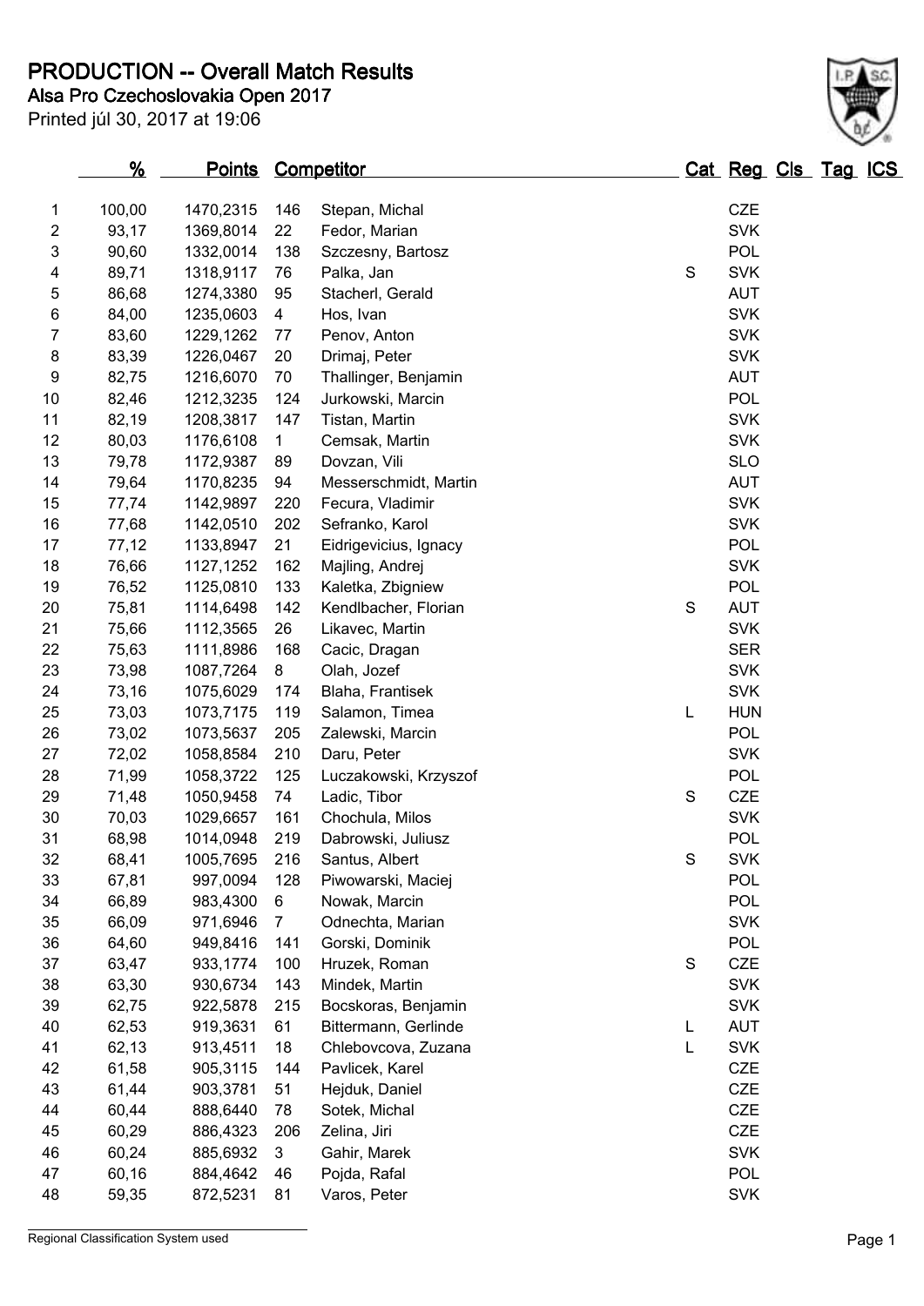# PRODUCTION -- Overall Match Results

**Alsa Pro Czechoslovakia Open 2017**

Printed júl 30, 2017 at 19:06

| | % | Points | Competitor | | Cat | Reg | Cls | Tag | ICS |
|---|---|---|---|---|---|---|---|---|---|
| 1 | 100,00 | 1470,2315 | 146 | Stepan, Michal | | CZE | | | |
| 2 | 93,17 | 1369,8014 | 22 | Fedor, Marian | | SVK | | | |
| 3 | 90,60 | 1332,0014 | 138 | Szczesny, Bartosz | | POL | | | |
| 4 | 89,71 | 1318,9117 | 76 | Palka, Jan | S | SVK | | | |
| 5 | 86,68 | 1274,3380 | 95 | Stacherl, Gerald | | AUT | | | |
| 6 | 84,00 | 1235,0603 | 4 | Hos, Ivan | | SVK | | | |
| 7 | 83,60 | 1229,1262 | 77 | Penov, Anton | | SVK | | | |
| 8 | 83,39 | 1226,0467 | 20 | Drimaj, Peter | | SVK | | | |
| 9 | 82,75 | 1216,6070 | 70 | Thallinger, Benjamin | | AUT | | | |
| 10 | 82,46 | 1212,3235 | 124 | Jurkowski, Marcin | | POL | | | |
| 11 | 82,19 | 1208,3817 | 147 | Tistan, Martin | | SVK | | | |
| 12 | 80,03 | 1176,6108 | 1 | Cemsak, Martin | | SVK | | | |
| 13 | 79,78 | 1172,9387 | 89 | Dovzan, Vili | | SLO | | | |
| 14 | 79,64 | 1170,8235 | 94 | Messerschmidt, Martin | | AUT | | | |
| 15 | 77,74 | 1142,9897 | 220 | Fecura, Vladimir | | SVK | | | |
| 16 | 77,68 | 1142,0510 | 202 | Sefranko, Karol | | SVK | | | |
| 17 | 77,12 | 1133,8947 | 21 | Eidrigevicius, Ignacy | | POL | | | |
| 18 | 76,66 | 1127,1252 | 162 | Majling, Andrej | | SVK | | | |
| 19 | 76,52 | 1125,0810 | 133 | Kaletka, Zbigniew | | POL | | | |
| 20 | 75,81 | 1114,6498 | 142 | Kendlbacher, Florian | S | AUT | | | |
| 21 | 75,66 | 1112,3565 | 26 | Likavec, Martin | | SVK | | | |
| 22 | 75,63 | 1111,8986 | 168 | Cacic, Dragan | | SER | | | |
| 23 | 73,98 | 1087,7264 | 8 | Olah, Jozef | | SVK | | | |
| 24 | 73,16 | 1075,6029 | 174 | Blaha, Frantisek | | SVK | | | |
| 25 | 73,03 | 1073,7175 | 119 | Salamon, Timea | L | HUN | | | |
| 26 | 73,02 | 1073,5637 | 205 | Zalewski, Marcin | | POL | | | |
| 27 | 72,02 | 1058,8584 | 210 | Daru, Peter | | SVK | | | |
| 28 | 71,99 | 1058,3722 | 125 | Luczakowski, Krzyszof | | POL | | | |
| 29 | 71,48 | 1050,9458 | 74 | Ladic, Tibor | S | CZE | | | |
| 30 | 70,03 | 1029,6657 | 161 | Chochula, Milos | | SVK | | | |
| 31 | 68,98 | 1014,0948 | 219 | Dabrowski, Juliusz | | POL | | | |
| 32 | 68,41 | 1005,7695 | 216 | Santus, Albert | S | SVK | | | |
| 33 | 67,81 | 997,0094 | 128 | Piwowarski, Maciej | | POL | | | |
| 34 | 66,89 | 983,4300 | 6 | Nowak, Marcin | | POL | | | |
| 35 | 66,09 | 971,6946 | 7 | Odnechta, Marian | | SVK | | | |
| 36 | 64,60 | 949,8416 | 141 | Gorski, Dominik | | POL | | | |
| 37 | 63,47 | 933,1774 | 100 | Hruzek, Roman | S | CZE | | | |
| 38 | 63,30 | 930,6734 | 143 | Mindek, Martin | | SVK | | | |
| 39 | 62,75 | 922,5878 | 215 | Bocskoras, Benjamin | | SVK | | | |
| 40 | 62,53 | 919,3631 | 61 | Bittermann, Gerlinde | L | AUT | | | |
| 41 | 62,13 | 913,4511 | 18 | Chlebovcova, Zuzana | L | SVK | | | |
| 42 | 61,58 | 905,3115 | 144 | Pavlicek, Karel | | CZE | | | |
| 43 | 61,44 | 903,3781 | 51 | Hejduk, Daniel | | CZE | | | |
| 44 | 60,44 | 888,6440 | 78 | Sotek, Michal | | CZE | | | |
| 45 | 60,29 | 886,4323 | 206 | Zelina, Jiri | | CZE | | | |
| 46 | 60,24 | 885,6932 | 3 | Gahir, Marek | | SVK | | | |
| 47 | 60,16 | 884,4642 | 46 | Pojda, Rafal | | POL | | | |
| 48 | 59,35 | 872,5231 | 81 | Varos, Peter | | SVK | | | |

Regional Classification System used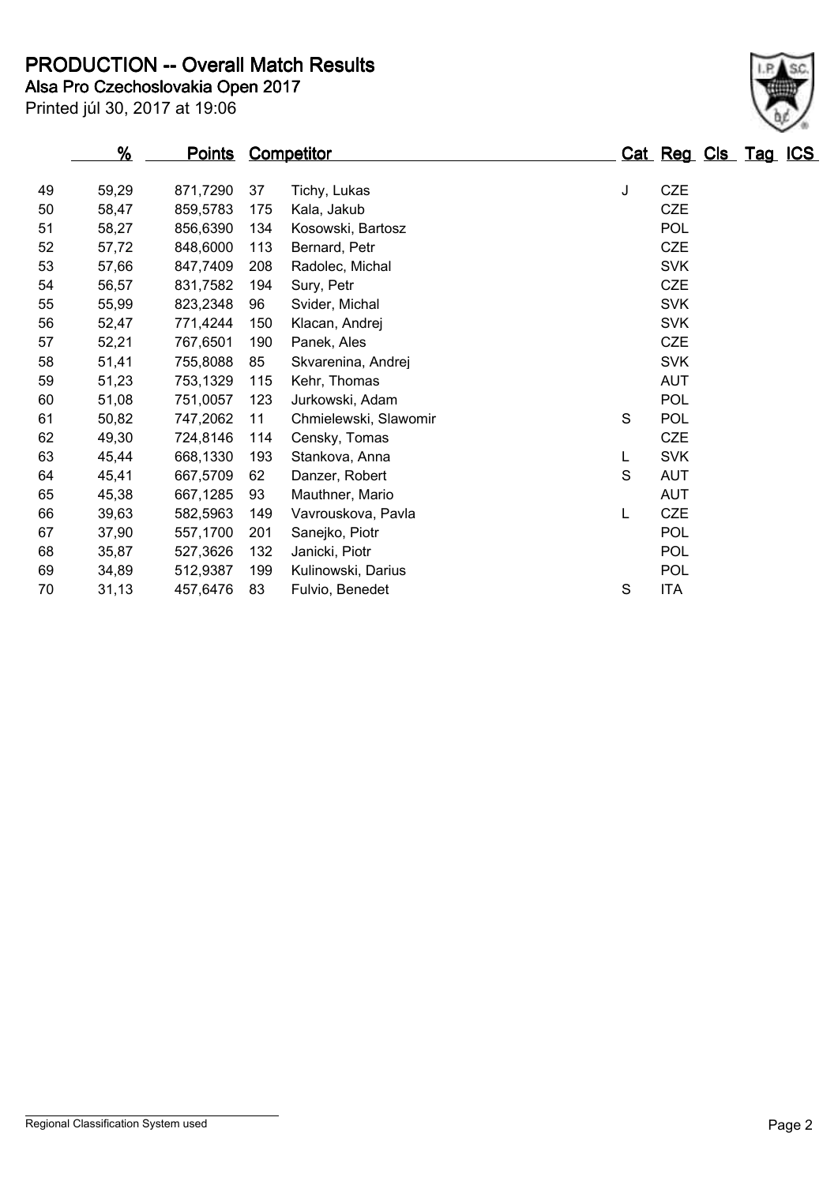# PRODUCTION -- Overall Match Results

**Alsa Pro Czechoslovakia Open 2017**

Printed júl 30, 2017 at 19:06

| | % | Points | Competitor | | Cat | Reg | Cls | Tag | ICS |
|---|---|---|---|---|---|---|---|---|---|
| 49 | 59,29 | 871,7290 | 37 | Tichy, Lukas | J | CZE | | | |
| 50 | 58,47 | 859,5783 | 175 | Kala, Jakub | | CZE | | | |
| 51 | 58,27 | 856,6390 | 134 | Kosowski, Bartosz | | POL | | | |
| 52 | 57,72 | 848,6000 | 113 | Bernard, Petr | | CZE | | | |
| 53 | 57,66 | 847,7409 | 208 | Radolec, Michal | | SVK | | | |
| 54 | 56,57 | 831,7582 | 194 | Sury, Petr | | CZE | | | |
| 55 | 55,99 | 823,2348 | 96 | Svider, Michal | | SVK | | | |
| 56 | 52,47 | 771,4244 | 150 | Klacan, Andrej | | SVK | | | |
| 57 | 52,21 | 767,6501 | 190 | Panek, Ales | | CZE | | | |
| 58 | 51,41 | 755,8088 | 85 | Skvarenina, Andrej | | SVK | | | |
| 59 | 51,23 | 753,1329 | 115 | Kehr, Thomas | | AUT | | | |
| 60 | 51,08 | 751,0057 | 123 | Jurkowski, Adam | | POL | | | |
| 61 | 50,82 | 747,2062 | 11 | Chmielewski, Slawomir | S | POL | | | |
| 62 | 49,30 | 724,8146 | 114 | Censky, Tomas | | CZE | | | |
| 63 | 45,44 | 668,1330 | 193 | Stankova, Anna | L | SVK | | | |
| 64 | 45,41 | 667,5709 | 62 | Danzer, Robert | S | AUT | | | |
| 65 | 45,38 | 667,1285 | 93 | Mauthner, Mario | | AUT | | | |
| 66 | 39,63 | 582,5963 | 149 | Vavrouskova, Pavla | L | CZE | | | |
| 67 | 37,90 | 557,1700 | 201 | Sanejko, Piotr | | POL | | | |
| 68 | 35,87 | 527,3626 | 132 | Janicki, Piotr | | POL | | | |
| 69 | 34,89 | 512,9387 | 199 | Kulinowski, Darius | | POL | | | |
| 70 | 31,13 | 457,6476 | 83 | Fulvio, Benedet | S | ITA | | | |

Regional Classification System used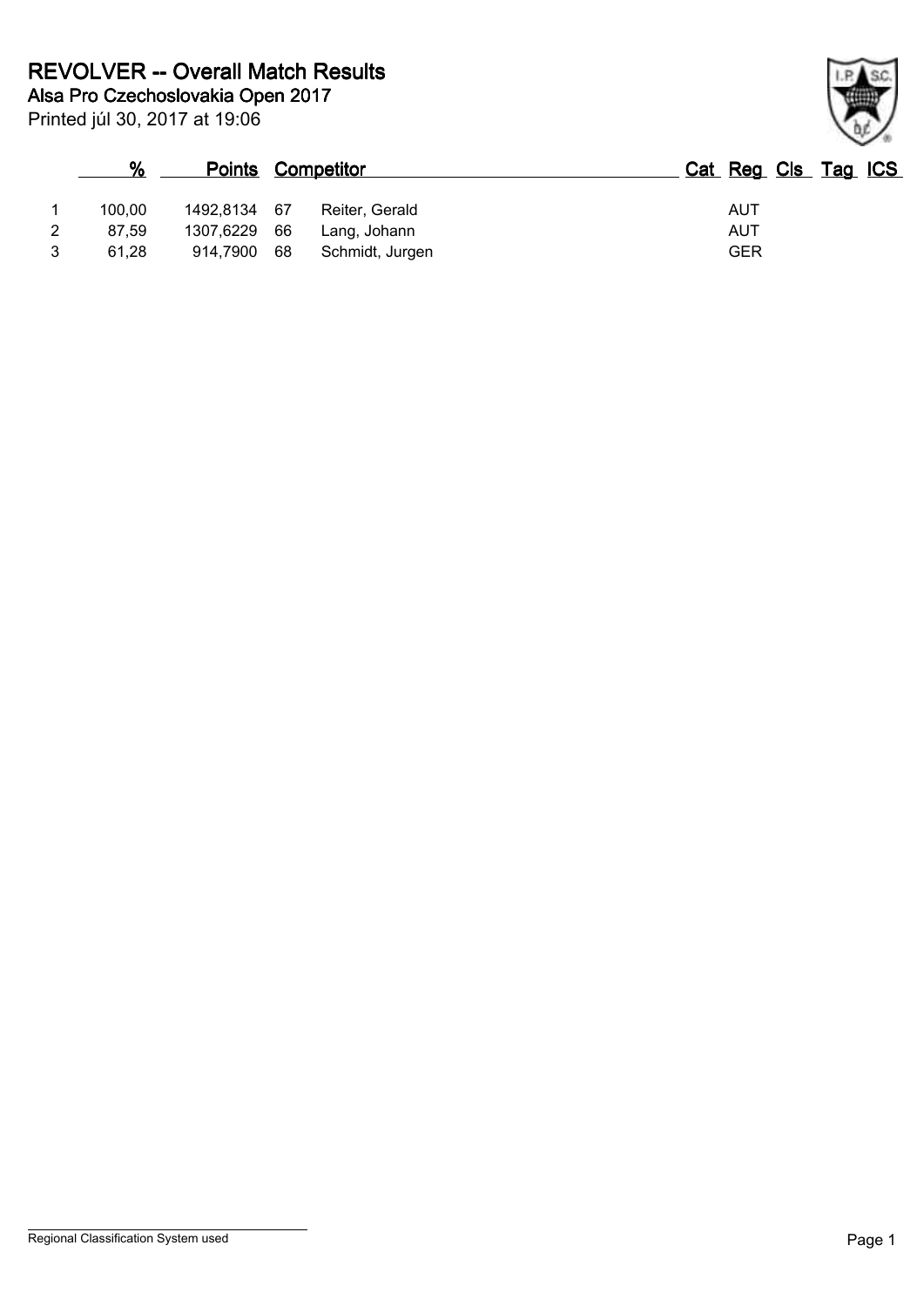# REVOLVER -- Overall Match Results

## Alsa Pro Czechoslovakia Open 2017

Printed júl 30, 2017 at 19:06

| | % | Points | | Competitor | Cat | Reg | Cls | Tag | ICS |
|---|---|---|---|---|---|---|---|---|---|
| 1 | 100,00 | 1492,8134 | 67 | Reiter, Gerald | | AUT | | | |
| 2 | 87,59 | 1307,6229 | 66 | Lang, Johann | | AUT | | | |
| 3 | 61,28 | 914,7900 | 68 | Schmidt, Jurgen | | GER | | | |

Regional Classification System used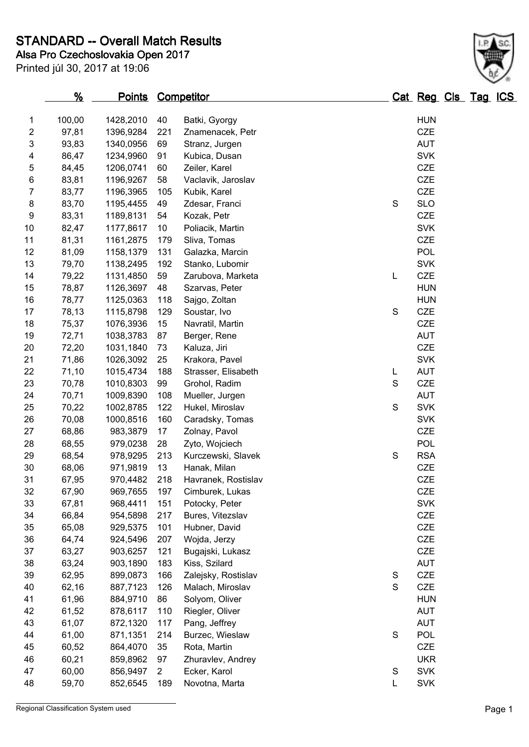# STANDARD -- Overall Match Results

## Alsa Pro Czechoslovakia Open 2017

Printed júl 30, 2017 at 19:06

| | % | Points | Competitor | | Cat | Reg | Cls | Tag | ICS |
|---|---|---|---|---|---|---|---|---|---|
| 1 | 100,00 | 1428,2010 | 40 | Batki, Gyorgy | | HUN | | | |
| 2 | 97,81 | 1396,9284 | 221 | Znamenacek, Petr | | CZE | | | |
| 3 | 93,83 | 1340,0956 | 69 | Stranz, Jurgen | | AUT | | | |
| 4 | 86,47 | 1234,9960 | 91 | Kubica, Dusan | | SVK | | | |
| 5 | 84,45 | 1206,0741 | 60 | Zeiler, Karel | | CZE | | | |
| 6 | 83,81 | 1196,9267 | 58 | Vaclavik, Jaroslav | | CZE | | | |
| 7 | 83,77 | 1196,3965 | 105 | Kubik, Karel | | CZE | | | |
| 8 | 83,70 | 1195,4455 | 49 | Zdesar, Franci | S | SLO | | | |
| 9 | 83,31 | 1189,8131 | 54 | Kozak, Petr | | CZE | | | |
| 10 | 82,47 | 1177,8617 | 10 | Poliacik, Martin | | SVK | | | |
| 11 | 81,31 | 1161,2875 | 179 | Sliva, Tomas | | CZE | | | |
| 12 | 81,09 | 1158,1379 | 131 | Galazka, Marcin | | POL | | | |
| 13 | 79,70 | 1138,2495 | 192 | Stanko, Lubomir | | SVK | | | |
| 14 | 79,22 | 1131,4850 | 59 | Zarubova, Marketa | L | CZE | | | |
| 15 | 78,87 | 1126,3697 | 48 | Szarvas, Peter | | HUN | | | |
| 16 | 78,77 | 1125,0363 | 118 | Sajgo, Zoltan | | HUN | | | |
| 17 | 78,13 | 1115,8798 | 129 | Soustar, Ivo | S | CZE | | | |
| 18 | 75,37 | 1076,3936 | 15 | Navratil, Martin | | CZE | | | |
| 19 | 72,71 | 1038,3783 | 87 | Berger, Rene | | AUT | | | |
| 20 | 72,20 | 1031,1840 | 73 | Kaluza, Jiri | | CZE | | | |
| 21 | 71,86 | 1026,3092 | 25 | Krakora, Pavel | | SVK | | | |
| 22 | 71,10 | 1015,4734 | 188 | Strasser, Elisabeth | L | AUT | | | |
| 23 | 70,78 | 1010,8303 | 99 | Grohol, Radim | S | CZE | | | |
| 24 | 70,71 | 1009,8390 | 108 | Mueller, Jurgen | | AUT | | | |
| 25 | 70,22 | 1002,8785 | 122 | Hukel, Miroslav | S | SVK | | | |
| 26 | 70,08 | 1000,8516 | 160 | Caradsky, Tomas | | SVK | | | |
| 27 | 68,86 | 983,3879 | 17 | Zolnay, Pavol | | CZE | | | |
| 28 | 68,55 | 979,0238 | 28 | Zyto, Wojciech | | POL | | | |
| 29 | 68,54 | 978,9295 | 213 | Kurczewski, Slavek | S | RSA | | | |
| 30 | 68,06 | 971,9819 | 13 | Hanak, Milan | | CZE | | | |
| 31 | 67,95 | 970,4482 | 218 | Havranek, Rostislav | | CZE | | | |
| 32 | 67,90 | 969,7655 | 197 | Cimburek, Lukas | | CZE | | | |
| 33 | 67,81 | 968,4411 | 151 | Potocky, Peter | | SVK | | | |
| 34 | 66,84 | 954,5898 | 217 | Bures, Vitezslav | | CZE | | | |
| 35 | 65,08 | 929,5375 | 101 | Hubner, David | | CZE | | | |
| 36 | 64,74 | 924,5496 | 207 | Wojda, Jerzy | | CZE | | | |
| 37 | 63,27 | 903,6257 | 121 | Bugajski, Lukasz | | CZE | | | |
| 38 | 63,24 | 903,1890 | 183 | Kiss, Szilard | | AUT | | | |
| 39 | 62,95 | 899,0873 | 166 | Zalejsky, Rostislav | S | CZE | | | |
| 40 | 62,16 | 887,7123 | 126 | Malach, Miroslav | S | CZE | | | |
| 41 | 61,96 | 884,9710 | 86 | Solyom, Oliver | | HUN | | | |
| 42 | 61,52 | 878,6117 | 110 | Riegler, Oliver | | AUT | | | |
| 43 | 61,07 | 872,1320 | 117 | Pang, Jeffrey | | AUT | | | |
| 44 | 61,00 | 871,1351 | 214 | Burzec, Wieslaw | S | POL | | | |
| 45 | 60,52 | 864,4070 | 35 | Rota, Martin | | CZE | | | |
| 46 | 60,21 | 859,8962 | 97 | Zhuravlev, Andrey | | UKR | | | |
| 47 | 60,00 | 856,9497 | 2 | Ecker, Karol | S | SVK | | | |
| 48 | 59,70 | 852,6545 | 189 | Novotna, Marta | L | SVK | | | |

Regional Classification System used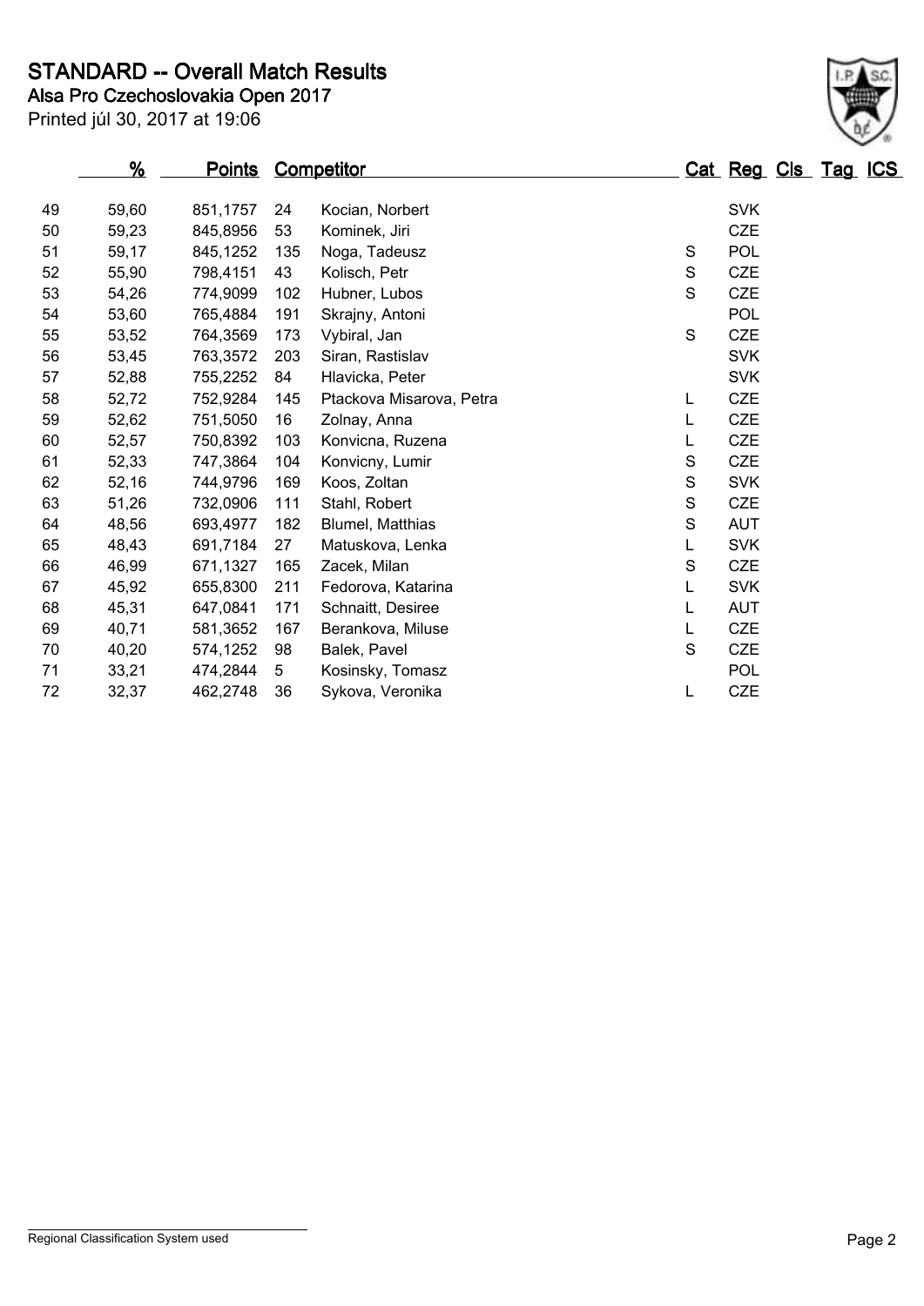# STANDARD -- Overall Match Results

**Alsa Pro Czechoslovakia Open 2017**

Printed júl 30, 2017 at 19:06

| | % | Points | Competitor | | Cat | Reg | Cls | Tag | ICS |
|---|---|---|---|---|---|---|---|---|---|
| 49 | 59,60 | 851,1757 | 24 | Kocian, Norbert | | SVK | | | |
| 50 | 59,23 | 845,8956 | 53 | Kominek, Jiri | | CZE | | | |
| 51 | 59,17 | 845,1252 | 135 | Noga, Tadeusz | S | POL | | | |
| 52 | 55,90 | 798,4151 | 43 | Kolisch, Petr | S | CZE | | | |
| 53 | 54,26 | 774,9099 | 102 | Hubner, Lubos | S | CZE | | | |
| 54 | 53,60 | 765,4884 | 191 | Skrajny, Antoni | | POL | | | |
| 55 | 53,52 | 764,3569 | 173 | Vybiral, Jan | S | CZE | | | |
| 56 | 53,45 | 763,3572 | 203 | Siran, Rastislav | | SVK | | | |
| 57 | 52,88 | 755,2252 | 84 | Hlavicka, Peter | | SVK | | | |
| 58 | 52,72 | 752,9284 | 145 | Ptackova Misarova, Petra | L | CZE | | | |
| 59 | 52,62 | 751,5050 | 16 | Zolnay, Anna | L | CZE | | | |
| 60 | 52,57 | 750,8392 | 103 | Konvicna, Ruzena | L | CZE | | | |
| 61 | 52,33 | 747,3864 | 104 | Konvicny, Lumir | S | CZE | | | |
| 62 | 52,16 | 744,9796 | 169 | Koos, Zoltan | S | SVK | | | |
| 63 | 51,26 | 732,0906 | 111 | Stahl, Robert | S | CZE | | | |
| 64 | 48,56 | 693,4977 | 182 | Blumel, Matthias | S | AUT | | | |
| 65 | 48,43 | 691,7184 | 27 | Matuskova, Lenka | L | SVK | | | |
| 66 | 46,99 | 671,1327 | 165 | Zacek, Milan | S | CZE | | | |
| 67 | 45,92 | 655,8300 | 211 | Fedorova, Katarina | L | SVK | | | |
| 68 | 45,31 | 647,0841 | 171 | Schnaitt, Desiree | L | AUT | | | |
| 69 | 40,71 | 581,3652 | 167 | Berankova, Miluse | L | CZE | | | |
| 70 | 40,20 | 574,1252 | 98 | Balek, Pavel | S | CZE | | | |
| 71 | 33,21 | 474,2844 | 5 | Kosinsky, Tomasz | | POL | | | |
| 72 | 32,37 | 462,2748 | 36 | Sykova, Veronika | L | CZE | | | |

Regional Classification System used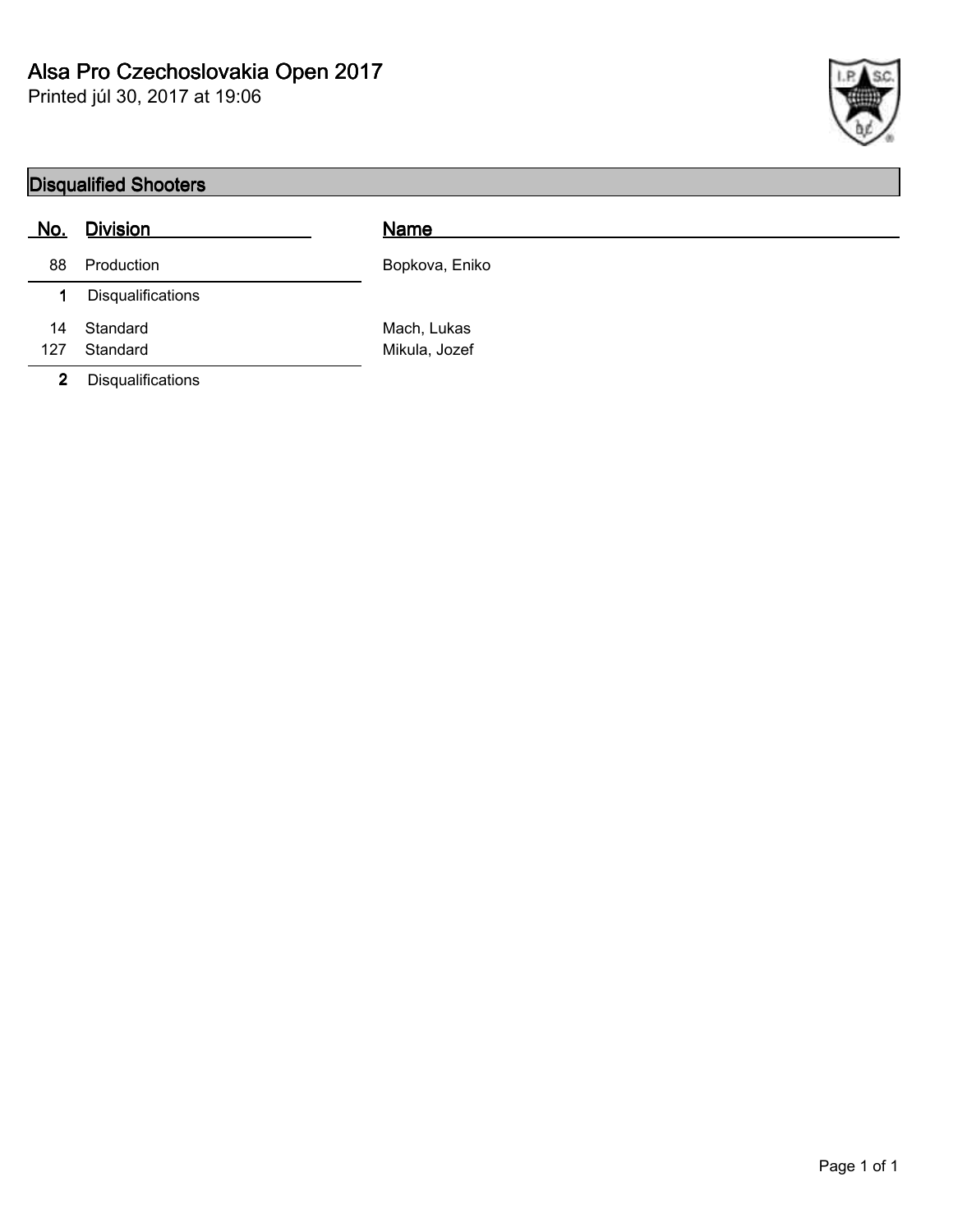# Alsa Pro Czechoslovakia Open 2017

Printed júl 30, 2017 at 19:06

## Disqualified Shooters

| No. | Division | Name |
|---|---|---|
| 88 | Production | Bopkova, Eniko |
| **1** | Disqualifications | |
| 14 | Standard | Mach, Lukas |
| 127 | Standard | Mikula, Jozef |
| **2** | Disqualifications | |